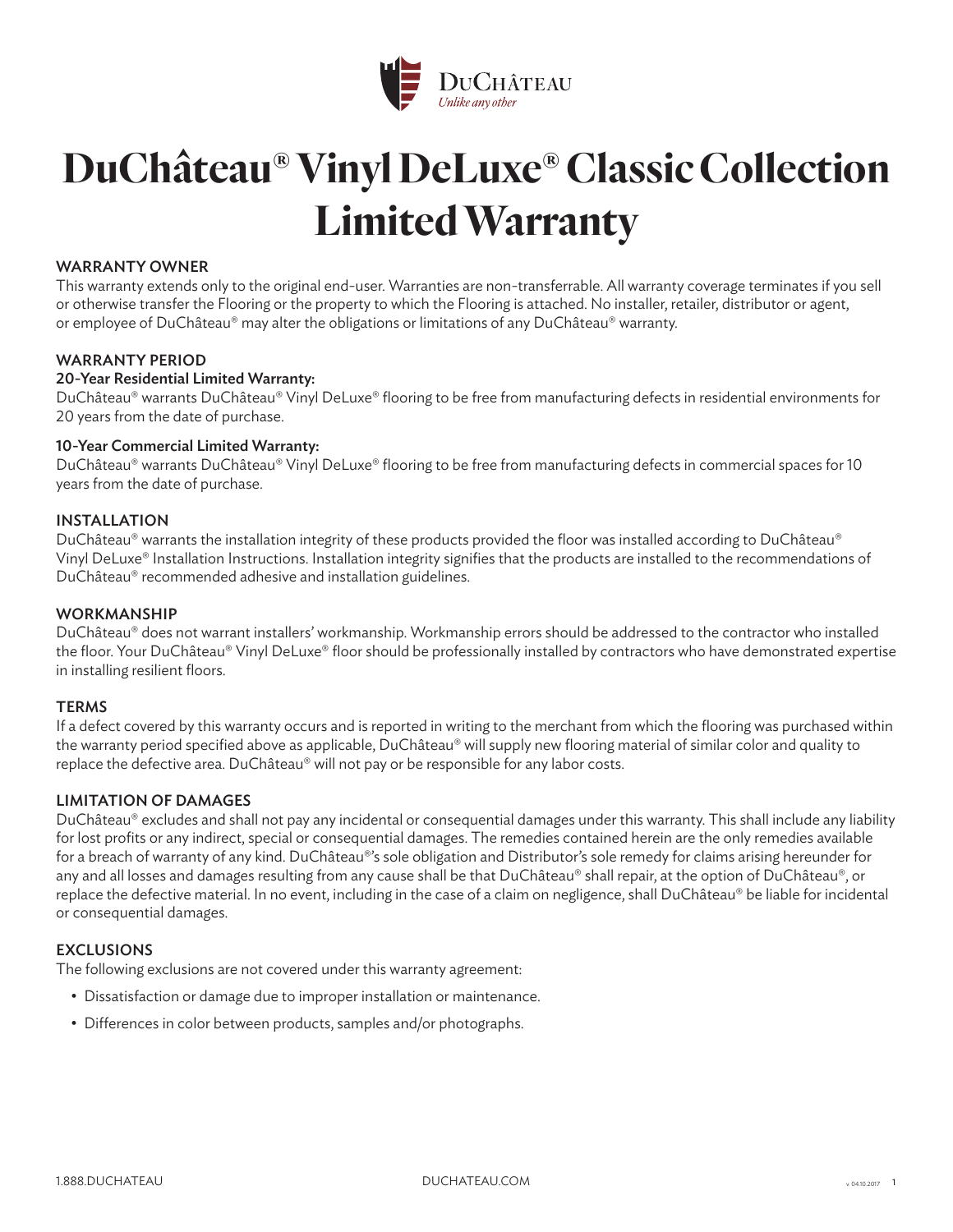# DuChâteau® Vinyl DeLuxe® Classic Collection Limited Warranty

## WARRANTY OWNER

This warranty extends only to the original end-user. Warranties are non-transferrable. All warranty coverage terminates if you sell or otherwise transfer the Flooring or the property to which the Flooring is attached. No installer, retailer, distributor or agent, or employee of DuChâteau® may alter the obligations or limitations of any DuChâteau® warranty.

## WARRANTY PERIOD

### 20-Year Residential Limited Warranty:

DuChâteau® warrants DuChâteau® Vinyl DeLuxe® flooring to be free from manufacturing defects in residential environments for 20 years from the date of purchase.

### 10-Year Commercial Limited Warranty:

DuChâteau® warrants DuChâteau® Vinyl DeLuxe® flooring to be free from manufacturing defects in commercial spaces for 10 years from the date of purchase.

## INSTALLATION

DuChâteau® warrants the installation integrity of these products provided the floor was installed according to DuChâteau® Vinyl DeLuxe® Installation Instructions. Installation integrity signifies that the products are installed to the recommendations of DuChâteau® recommended adhesive and installation guidelines.

## WORKMANSHIP

DuChâteau® does not warrant installers' workmanship. Workmanship errors should be addressed to the contractor who installed the floor. Your DuChâteau® Vinyl DeLuxe® floor should be professionally installed by contractors who have demonstrated expertise in installing resilient floors.

## TERMS

If a defect covered by this warranty occurs and is reported in writing to the merchant from which the flooring was purchased within the warranty period specified above as applicable, DuChâteau® will supply new flooring material of similar color and quality to replace the defective area. DuChâteau® will not pay or be responsible for any labor costs.

## LIMITATION OF DAMAGES

DuChâteau® excludes and shall not pay any incidental or consequential damages under this warranty. This shall include any liability for lost profits or any indirect, special or consequential damages. The remedies contained herein are the only remedies available for a breach of warranty of any kind. DuChâteau®'s sole obligation and Distributor's sole remedy for claims arising hereunder for any and all losses and damages resulting from any cause shall be that DuChâteau® shall repair, at the option of DuChâteau®, or replace the defective material. In no event, including in the case of a claim on negligence, shall DuChâteau® be liable for incidental or consequential damages.

## EXCLUSIONS

The following exclusions are not covered under this warranty agreement:

- Dissatisfaction or damage due to improper installation or maintenance.
- Differences in color between products, samples and/or photographs.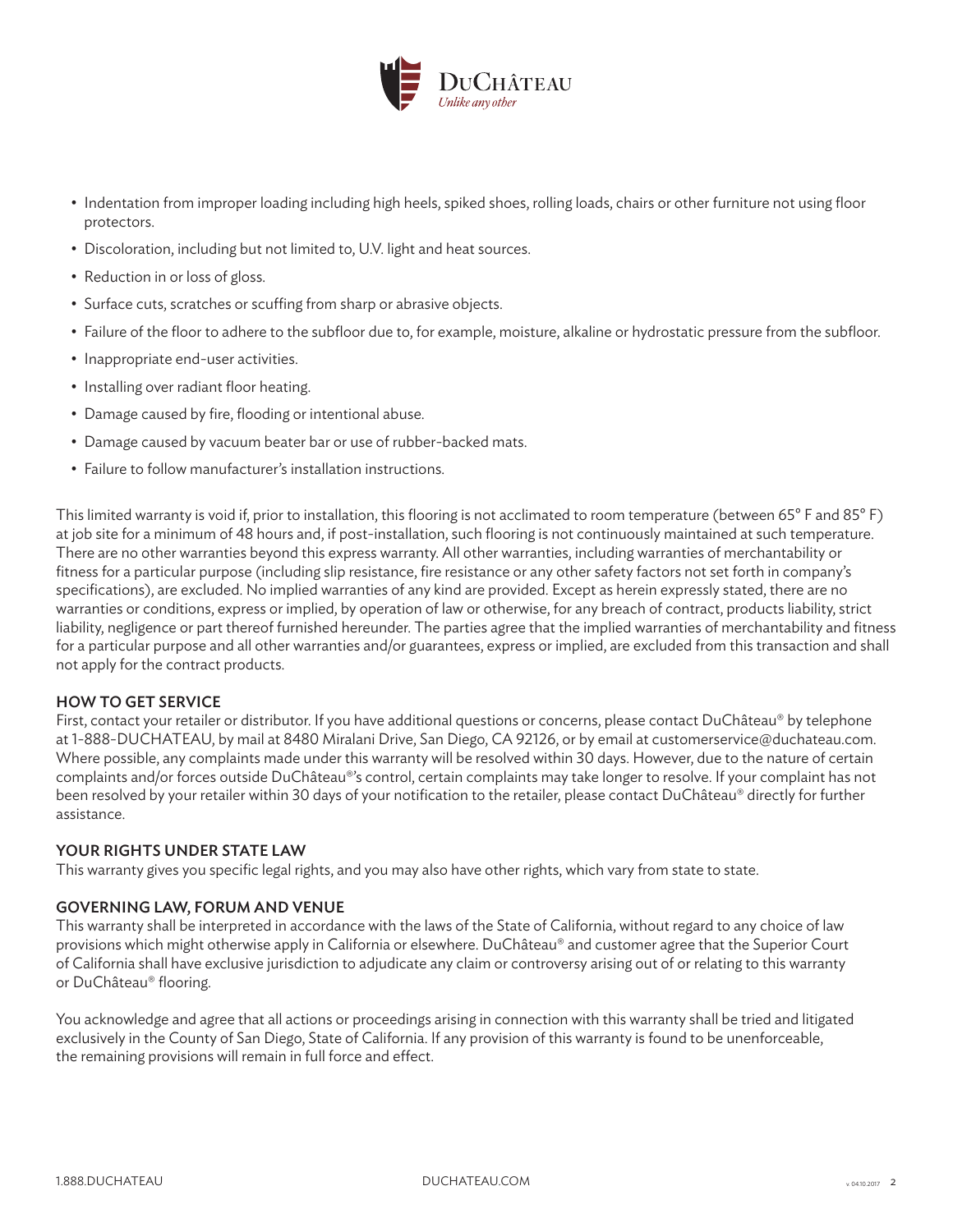- Indentation from improper loading including high heels, spiked shoes, rolling loads, chairs or other furniture not using floor protectors.
- Discoloration, including but not limited to, U.V. light and heat sources.
- Reduction in or loss of gloss.
- Surface cuts, scratches or scuffing from sharp or abrasive objects.
- Failure of the floor to adhere to the subfloor due to, for example, moisture, alkaline or hydrostatic pressure from the subfloor.
- Inappropriate end-user activities.
- Installing over radiant floor heating.
- Damage caused by fire, flooding or intentional abuse.
- Damage caused by vacuum beater bar or use of rubber-backed mats.
- Failure to follow manufacturer's installation instructions.

This limited warranty is void if, prior to installation, this flooring is not acclimated to room temperature (between 65° F and 85° F) at job site for a minimum of 48 hours and, if post-installation, such flooring is not continuously maintained at such temperature. There are no other warranties beyond this express warranty. All other warranties, including warranties of merchantability or fitness for a particular purpose (including slip resistance, fire resistance or any other safety factors not set forth in company's specifications), are excluded. No implied warranties of any kind are provided. Except as herein expressly stated, there are no warranties or conditions, express or implied, by operation of law or otherwise, for any breach of contract, products liability, strict liability, negligence or part thereof furnished hereunder. The parties agree that the implied warranties of merchantability and fitness for a particular purpose and all other warranties and/or guarantees, express or implied, are excluded from this transaction and shall not apply for the contract products.

## HOW TO GET SERVICE

First, contact your retailer or distributor. If you have additional questions or concerns, please contact DuChâteau® by telephone at 1-888-DUCHATEAU, by mail at 8480 Miralani Drive, San Diego, CA 92126, or by email at customerservice@duchateau.com. Where possible, any complaints made under this warranty will be resolved within 30 days. However, due to the nature of certain complaints and/or forces outside DuChâteau®'s control, certain complaints may take longer to resolve. If your complaint has not been resolved by your retailer within 30 days of your notification to the retailer, please contact DuChâteau® directly for further assistance.

## YOUR RIGHTS UNDER STATE LAW

This warranty gives you specific legal rights, and you may also have other rights, which vary from state to state.

## GOVERNING LAW, FORUM AND VENUE

This warranty shall be interpreted in accordance with the laws of the State of California, without regard to any choice of law provisions which might otherwise apply in California or elsewhere. DuChâteau® and customer agree that the Superior Court of California shall have exclusive jurisdiction to adjudicate any claim or controversy arising out of or relating to this warranty or DuChâteau® flooring.

You acknowledge and agree that all actions or proceedings arising in connection with this warranty shall be tried and litigated exclusively in the County of San Diego, State of California. If any provision of this warranty is found to be unenforceable, the remaining provisions will remain in full force and effect.